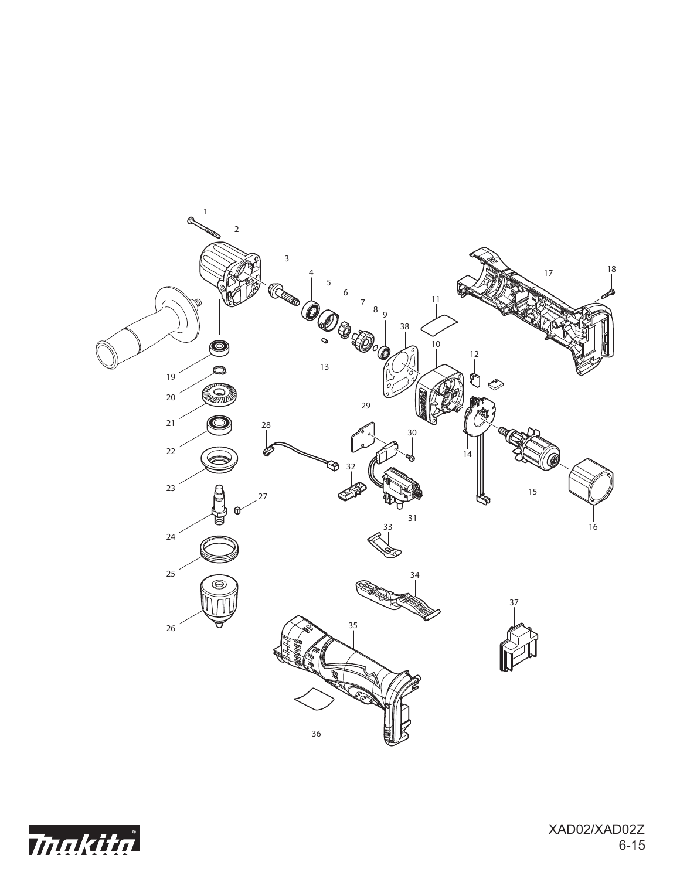XAD02/XAD02Z
6-15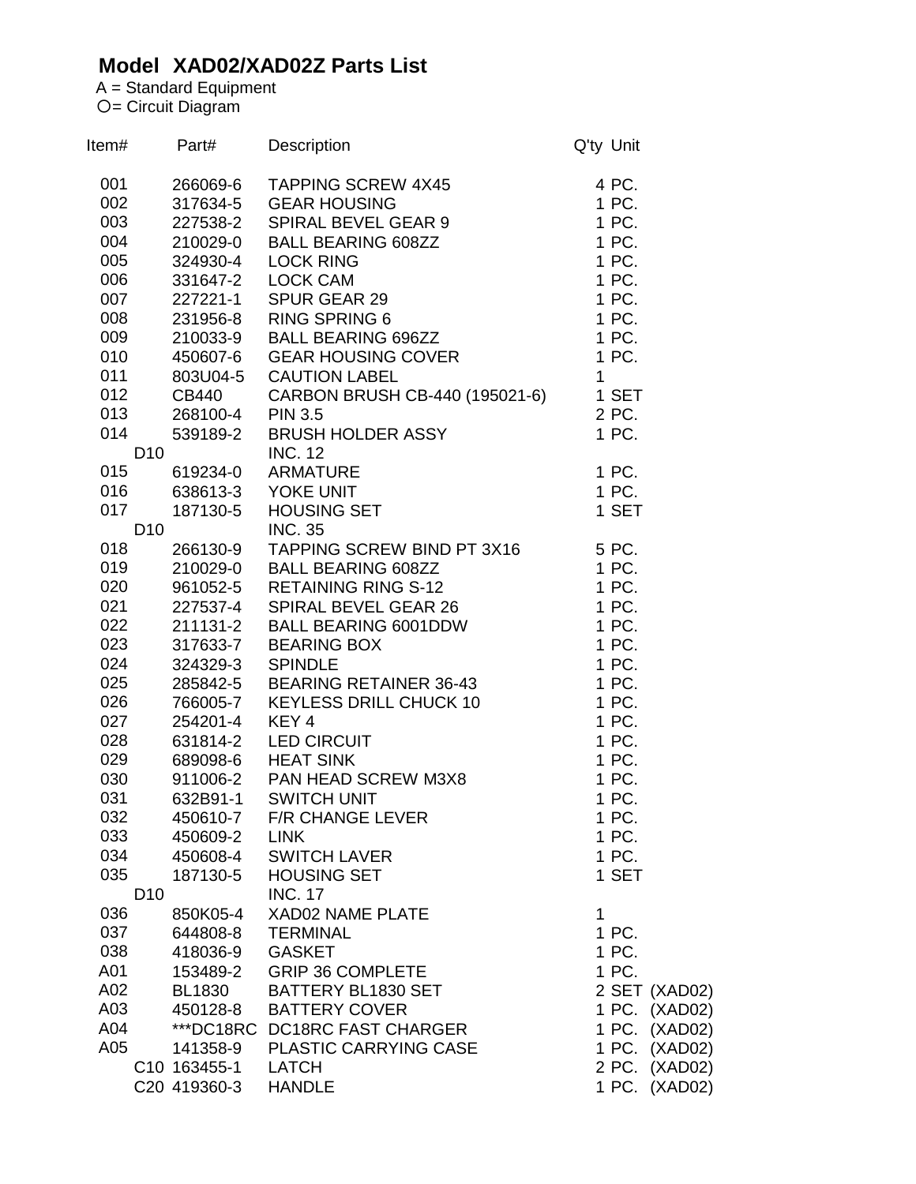# Model XAD02/XAD02Z Parts List

A = Standard Equipment
○= Circuit Diagram

| Item# | | Part# | Description | Q'ty | Unit | |
|---|---|---|---|---|---|---|
| 001 | | 266069-6 | TAPPING SCREW 4X45 | 4 | PC. | |
| 002 | | 317634-5 | GEAR HOUSING | 1 | PC. | |
| 003 | | 227538-2 | SPIRAL BEVEL GEAR 9 | 1 | PC. | |
| 004 | | 210029-0 | BALL BEARING 608ZZ | 1 | PC. | |
| 005 | | 324930-4 | LOCK RING | 1 | PC. | |
| 006 | | 331647-2 | LOCK CAM | 1 | PC. | |
| 007 | | 227221-1 | SPUR GEAR 29 | 1 | PC. | |
| 008 | | 231956-8 | RING SPRING 6 | 1 | PC. | |
| 009 | | 210033-9 | BALL BEARING 696ZZ | 1 | PC. | |
| 010 | | 450607-6 | GEAR HOUSING COVER | 1 | PC. | |
| 011 | | 803U04-5 | CAUTION LABEL | 1 | | |
| 012 | | CB440 | CARBON BRUSH CB-440 (195021-6) | 1 | SET | |
| 013 | | 268100-4 | PIN 3.5 | 2 | PC. | |
| 014 | | 539189-2 | BRUSH HOLDER ASSY | 1 | PC. | |
| | D10 | | INC. 12 | | | |
| 015 | | 619234-0 | ARMATURE | 1 | PC. | |
| 016 | | 638613-3 | YOKE UNIT | 1 | PC. | |
| 017 | | 187130-5 | HOUSING SET | 1 | SET | |
| | D10 | | INC. 35 | | | |
| 018 | | 266130-9 | TAPPING SCREW BIND PT 3X16 | 5 | PC. | |
| 019 | | 210029-0 | BALL BEARING 608ZZ | 1 | PC. | |
| 020 | | 961052-5 | RETAINING RING S-12 | 1 | PC. | |
| 021 | | 227537-4 | SPIRAL BEVEL GEAR 26 | 1 | PC. | |
| 022 | | 211131-2 | BALL BEARING 6001DDW | 1 | PC. | |
| 023 | | 317633-7 | BEARING BOX | 1 | PC. | |
| 024 | | 324329-3 | SPINDLE | 1 | PC. | |
| 025 | | 285842-5 | BEARING RETAINER 36-43 | 1 | PC. | |
| 026 | | 766005-7 | KEYLESS DRILL CHUCK 10 | 1 | PC. | |
| 027 | | 254201-4 | KEY 4 | 1 | PC. | |
| 028 | | 631814-2 | LED CIRCUIT | 1 | PC. | |
| 029 | | 689098-6 | HEAT SINK | 1 | PC. | |
| 030 | | 911006-2 | PAN HEAD SCREW M3X8 | 1 | PC. | |
| 031 | | 632B91-1 | SWITCH UNIT | 1 | PC. | |
| 032 | | 450610-7 | F/R CHANGE LEVER | 1 | PC. | |
| 033 | | 450609-2 | LINK | 1 | PC. | |
| 034 | | 450608-4 | SWITCH LAVER | 1 | PC. | |
| 035 | | 187130-5 | HOUSING SET | 1 | SET | |
| | D10 | | INC. 17 | | | |
| 036 | | 850K05-4 | XAD02 NAME PLATE | 1 | | |
| 037 | | 644808-8 | TERMINAL | 1 | PC. | |
| 038 | | 418036-9 | GASKET | 1 | PC. | |
| A01 | | 153489-2 | GRIP 36 COMPLETE | 1 | PC. | |
| A02 | | BL1830 | BATTERY BL1830 SET | 2 | SET | (XAD02) |
| A03 | | 450128-8 | BATTERY COVER | 1 | PC. | (XAD02) |
| A04 | | ***DC18RC | DC18RC FAST CHARGER | 1 | PC. | (XAD02) |
| A05 | | 141358-9 | PLASTIC CARRYING CASE | 1 | PC. | (XAD02) |
| | C10 | 163455-1 | LATCH | 2 | PC. | (XAD02) |
| | C20 | 419360-3 | HANDLE | 1 | PC. | (XAD02) |